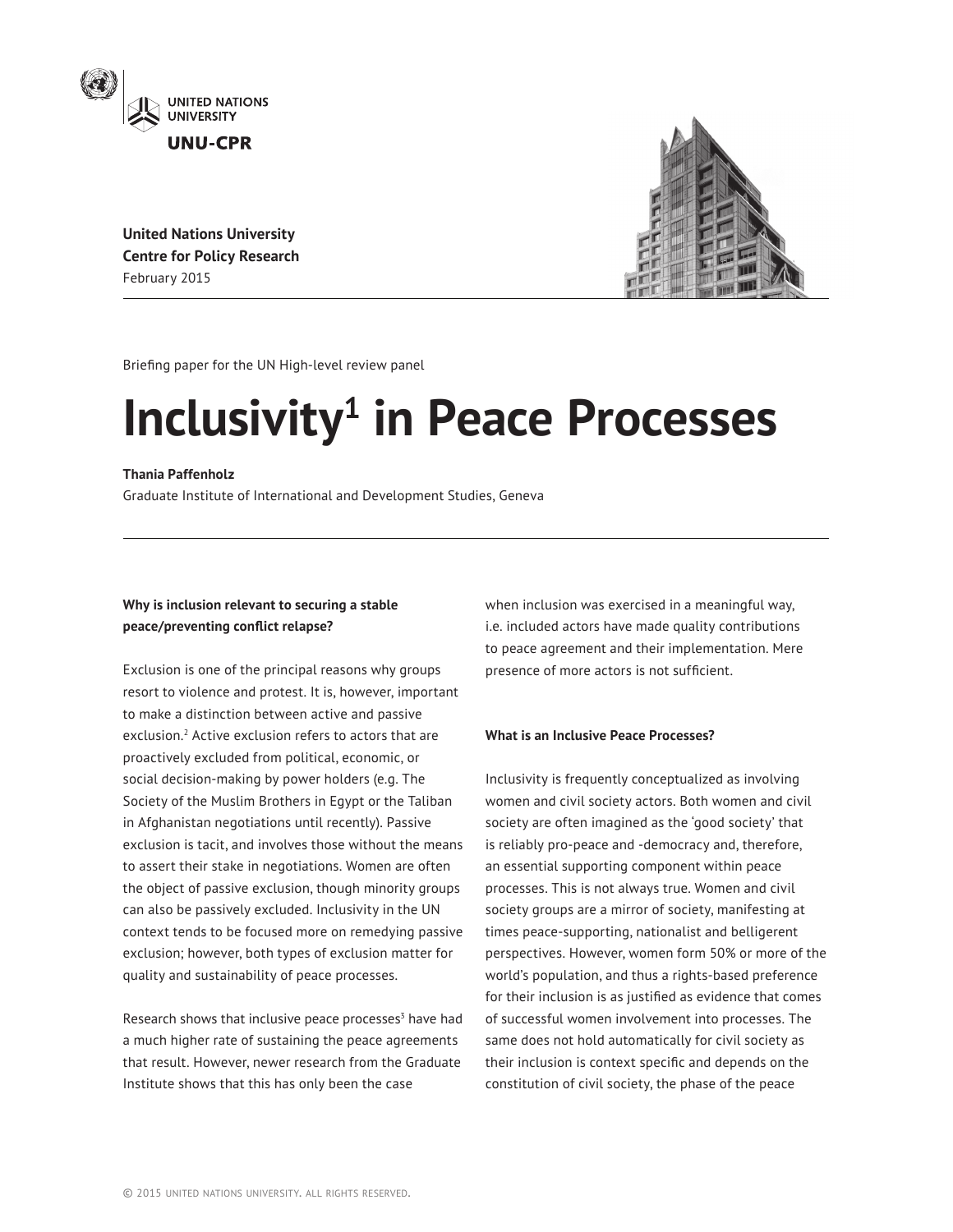United Nations University
UNU-CPR

**United Nations University**
**Centre for Policy Research**
February 2015

Briefing paper for the UN High-level review panel

# Inclusivity[1] in Peace Processes

**Thania Paffenholz**
Graduate Institute of International and Development Studies, Geneva

**Why is inclusion relevant to securing a stable peace/preventing conflict relapse?**

Exclusion is one of the principal reasons why groups resort to violence and protest. It is, however, important to make a distinction between active and passive exclusion.[2] Active exclusion refers to actors that are proactively excluded from political, economic, or social decision-making by power holders (e.g. The Society of the Muslim Brothers in Egypt or the Taliban in Afghanistan negotiations until recently). Passive exclusion is tacit, and involves those without the means to assert their stake in negotiations. Women are often the object of passive exclusion, though minority groups can also be passively excluded. Inclusivity in the UN context tends to be focused more on remedying passive exclusion; however, both types of exclusion matter for quality and sustainability of peace processes.

Research shows that inclusive peace processes[3] have had a much higher rate of sustaining the peace agreements that result. However, newer research from the Graduate Institute shows that this has only been the case when inclusion was exercised in a meaningful way, i.e. included actors have made quality contributions to peace agreement and their implementation. Mere presence of more actors is not sufficient.

**What is an Inclusive Peace Processes?**

Inclusivity is frequently conceptualized as involving women and civil society actors. Both women and civil society are often imagined as the 'good society' that is reliably pro-peace and -democracy and, therefore, an essential supporting component within peace processes. This is not always true. Women and civil society groups are a mirror of society, manifesting at times peace-supporting, nationalist and belligerent perspectives. However, women form 50% or more of the world's population, and thus a rights-based preference for their inclusion is as justified as evidence that comes of successful women involvement into processes. The same does not hold automatically for civil society as their inclusion is context specific and depends on the constitution of civil society, the phase of the peace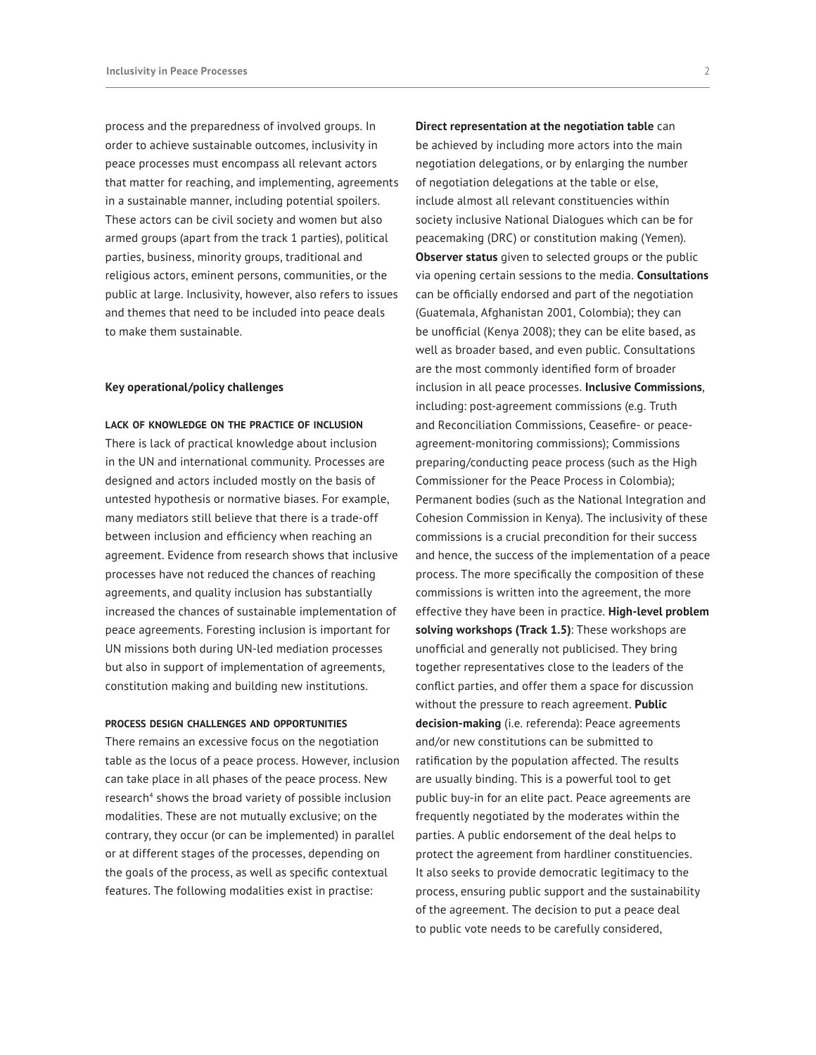process and the preparedness of involved groups. In order to achieve sustainable outcomes, inclusivity in peace processes must encompass all relevant actors that matter for reaching, and implementing, agreements in a sustainable manner, including potential spoilers. These actors can be civil society and women but also armed groups (apart from the track 1 parties), political parties, business, minority groups, traditional and religious actors, eminent persons, communities, or the public at large. Inclusivity, however, also refers to issues and themes that need to be included into peace deals to make them sustainable.

## Key operational/policy challenges

### LACK OF KNOWLEDGE ON THE PRACTICE OF INCLUSION

There is lack of practical knowledge about inclusion in the UN and international community. Processes are designed and actors included mostly on the basis of untested hypothesis or normative biases. For example, many mediators still believe that there is a trade-off between inclusion and efficiency when reaching an agreement. Evidence from research shows that inclusive processes have not reduced the chances of reaching agreements, and quality inclusion has substantially increased the chances of sustainable implementation of peace agreements. Foresting inclusion is important for UN missions both during UN-led mediation processes but also in support of implementation of agreements, constitution making and building new institutions.

### PROCESS DESIGN CHALLENGES AND OPPORTUNITIES

There remains an excessive focus on the negotiation table as the locus of a peace process. However, inclusion can take place in all phases of the peace process. New research[4] shows the broad variety of possible inclusion modalities. These are not mutually exclusive; on the contrary, they occur (or can be implemented) in parallel or at different stages of the processes, depending on the goals of the process, as well as specific contextual features. The following modalities exist in practise:

**Direct representation at the negotiation table** can be achieved by including more actors into the main negotiation delegations, or by enlarging the number of negotiation delegations at the table or else, include almost all relevant constituencies within society inclusive National Dialogues which can be for peacemaking (DRC) or constitution making (Yemen). **Observer status** given to selected groups or the public via opening certain sessions to the media. **Consultations** can be officially endorsed and part of the negotiation (Guatemala, Afghanistan 2001, Colombia); they can be unofficial (Kenya 2008); they can be elite based, as well as broader based, and even public. Consultations are the most commonly identified form of broader inclusion in all peace processes. **Inclusive Commissions**, including: post-agreement commissions (e.g. Truth and Reconciliation Commissions, Ceasefire- or peace-agreement-monitoring commissions); Commissions preparing/conducting peace process (such as the High Commissioner for the Peace Process in Colombia); Permanent bodies (such as the National Integration and Cohesion Commission in Kenya). The inclusivity of these commissions is a crucial precondition for their success and hence, the success of the implementation of a peace process. The more specifically the composition of these commissions is written into the agreement, the more effective they have been in practice. **High-level problem solving workshops (Track 1.5)**: These workshops are unofficial and generally not publicised. They bring together representatives close to the leaders of the conflict parties, and offer them a space for discussion without the pressure to reach agreement. **Public decision-making** (i.e. referenda): Peace agreements and/or new constitutions can be submitted to ratification by the population affected. The results are usually binding. This is a powerful tool to get public buy-in for an elite pact. Peace agreements are frequently negotiated by the moderates within the parties. A public endorsement of the deal helps to protect the agreement from hardliner constituencies. It also seeks to provide democratic legitimacy to the process, ensuring public support and the sustainability of the agreement. The decision to put a peace deal to public vote needs to be carefully considered,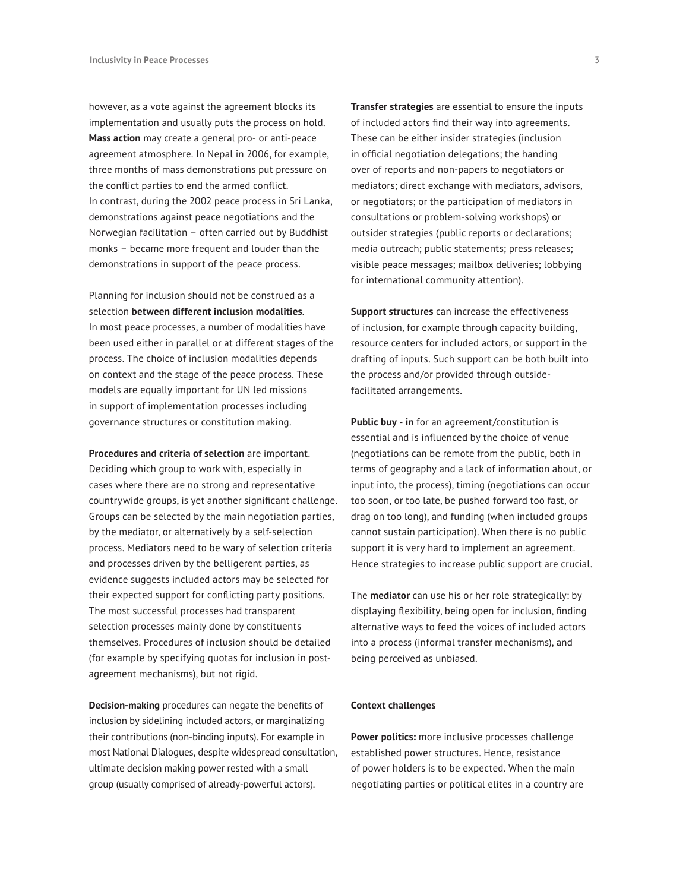however, as a vote against the agreement blocks its implementation and usually puts the process on hold. **Mass action** may create a general pro- or anti-peace agreement atmosphere. In Nepal in 2006, for example, three months of mass demonstrations put pressure on the conflict parties to end the armed conflict. In contrast, during the 2002 peace process in Sri Lanka, demonstrations against peace negotiations and the Norwegian facilitation – often carried out by Buddhist monks – became more frequent and louder than the demonstrations in support of the peace process.

Planning for inclusion should not be construed as a selection **between different inclusion modalities**. In most peace processes, a number of modalities have been used either in parallel or at different stages of the process. The choice of inclusion modalities depends on context and the stage of the peace process. These models are equally important for UN led missions in support of implementation processes including governance structures or constitution making.

**Procedures and criteria of selection** are important. Deciding which group to work with, especially in cases where there are no strong and representative countrywide groups, is yet another significant challenge. Groups can be selected by the main negotiation parties, by the mediator, or alternatively by a self-selection process. Mediators need to be wary of selection criteria and processes driven by the belligerent parties, as evidence suggests included actors may be selected for their expected support for conflicting party positions. The most successful processes had transparent selection processes mainly done by constituents themselves. Procedures of inclusion should be detailed (for example by specifying quotas for inclusion in post-agreement mechanisms), but not rigid.

**Decision-making** procedures can negate the benefits of inclusion by sidelining included actors, or marginalizing their contributions (non-binding inputs). For example in most National Dialogues, despite widespread consultation, ultimate decision making power rested with a small group (usually comprised of already-powerful actors).

**Transfer strategies** are essential to ensure the inputs of included actors find their way into agreements. These can be either insider strategies (inclusion in official negotiation delegations; the handing over of reports and non-papers to negotiators or mediators; direct exchange with mediators, advisors, or negotiators; or the participation of mediators in consultations or problem-solving workshops) or outsider strategies (public reports or declarations; media outreach; public statements; press releases; visible peace messages; mailbox deliveries; lobbying for international community attention).

**Support structures** can increase the effectiveness of inclusion, for example through capacity building, resource centers for included actors, or support in the drafting of inputs. Such support can be both built into the process and/or provided through outside-facilitated arrangements.

**Public buy - in** for an agreement/constitution is essential and is influenced by the choice of venue (negotiations can be remote from the public, both in terms of geography and a lack of information about, or input into, the process), timing (negotiations can occur too soon, or too late, be pushed forward too fast, or drag on too long), and funding (when included groups cannot sustain participation). When there is no public support it is very hard to implement an agreement. Hence strategies to increase public support are crucial.

The **mediator** can use his or her role strategically: by displaying flexibility, being open for inclusion, finding alternative ways to feed the voices of included actors into a process (informal transfer mechanisms), and being perceived as unbiased.

#### Context challenges

**Power politics:** more inclusive processes challenge established power structures. Hence, resistance of power holders is to be expected. When the main negotiating parties or political elites in a country are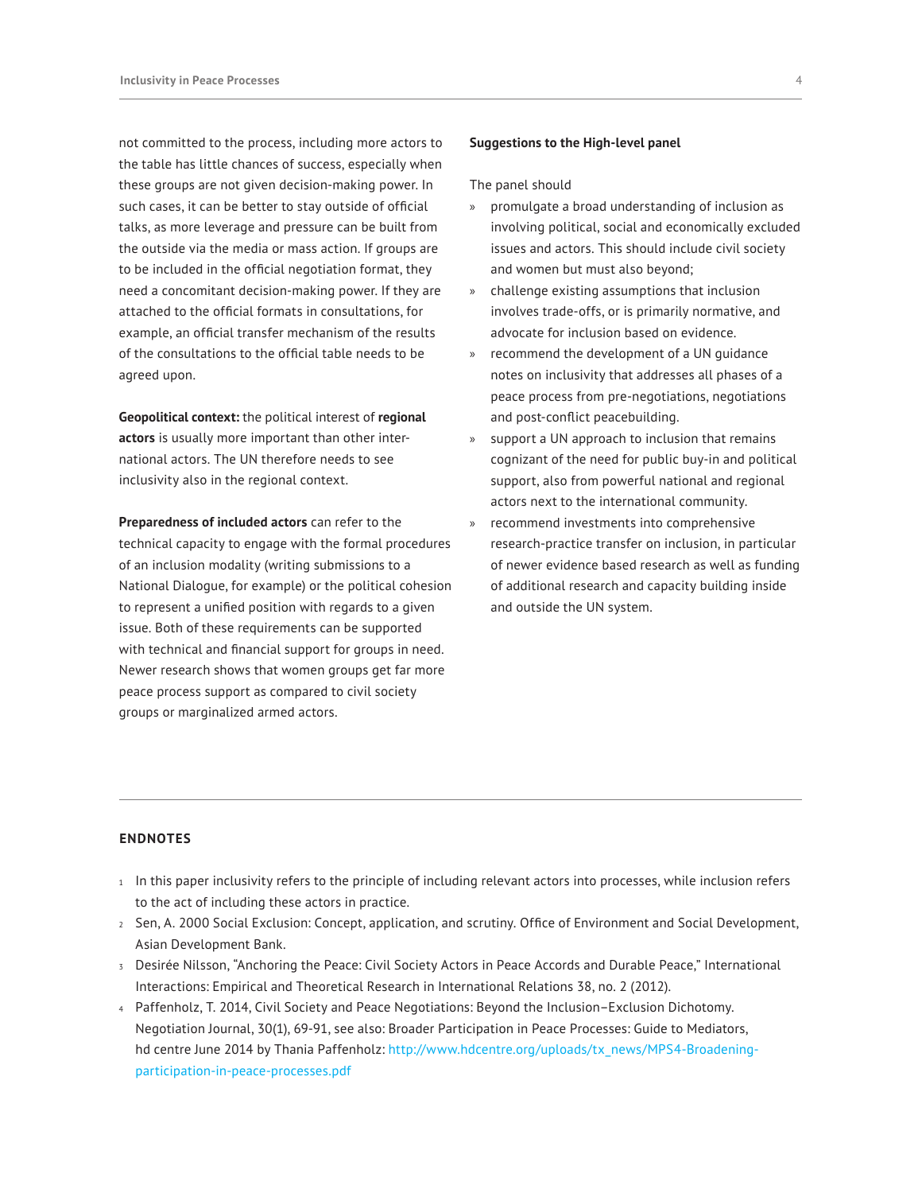not committed to the process, including more actors to the table has little chances of success, especially when these groups are not given decision-making power. In such cases, it can be better to stay outside of official talks, as more leverage and pressure can be built from the outside via the media or mass action. If groups are to be included in the official negotiation format, they need a concomitant decision-making power. If they are attached to the official formats in consultations, for example, an official transfer mechanism of the results of the consultations to the official table needs to be agreed upon.

**Geopolitical context:** the political interest of **regional actors** is usually more important than other international actors. The UN therefore needs to see inclusivity also in the regional context.

**Preparedness of included actors** can refer to the technical capacity to engage with the formal procedures of an inclusion modality (writing submissions to a National Dialogue, for example) or the political cohesion to represent a unified position with regards to a given issue. Both of these requirements can be supported with technical and financial support for groups in need. Newer research shows that women groups get far more peace process support as compared to civil society groups or marginalized armed actors.

**Suggestions to the High-level panel**

The panel should

- promulgate a broad understanding of inclusion as involving political, social and economically excluded issues and actors. This should include civil society and women but must also beyond;
- challenge existing assumptions that inclusion involves trade-offs, or is primarily normative, and advocate for inclusion based on evidence.
- recommend the development of a UN guidance notes on inclusivity that addresses all phases of a peace process from pre-negotiations, negotiations and post-conflict peacebuilding.
- support a UN approach to inclusion that remains cognizant of the need for public buy-in and political support, also from powerful national and regional actors next to the international community.
- recommend investments into comprehensive research-practice transfer on inclusion, in particular of newer evidence based research as well as funding of additional research and capacity building inside and outside the UN system.

## ENDNOTES

1. In this paper inclusivity refers to the principle of including relevant actors into processes, while inclusion refers to the act of including these actors in practice.
2. Sen, A. 2000 Social Exclusion: Concept, application, and scrutiny. Office of Environment and Social Development, Asian Development Bank.
3. Desirée Nilsson, "Anchoring the Peace: Civil Society Actors in Peace Accords and Durable Peace," International Interactions: Empirical and Theoretical Research in International Relations 38, no. 2 (2012).
4. Paffenholz, T. 2014, Civil Society and Peace Negotiations: Beyond the Inclusion–Exclusion Dichotomy. Negotiation Journal, 30(1), 69-91, see also: Broader Participation in Peace Processes: Guide to Mediators, hd centre June 2014 by Thania Paffenholz: http://www.hdcentre.org/uploads/tx_news/MPS4-Broadening-participation-in-peace-processes.pdf